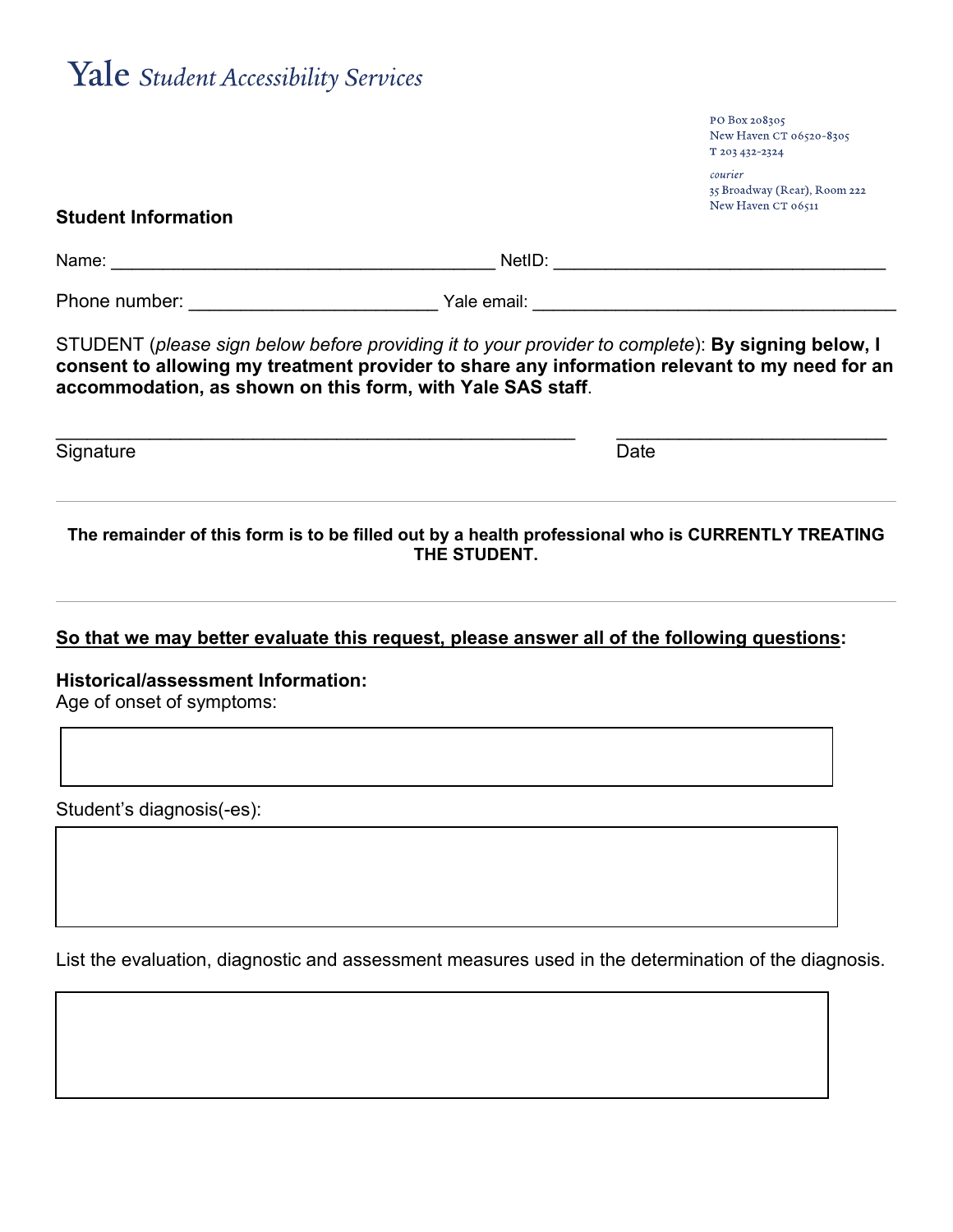# Yale *Student Accessibility Services*

PO Box 208305
New Haven CT 06520-8305
T 203 432-2324

*courier*
35 Broadway (Rear), Room 222
New Haven CT 06511

**Student Information**

Name: ________________________________________ NetID: __________________________________

Phone number: _________________________ Yale email: _____________________________________

STUDENT (*please sign below before providing it to your provider to complete*): **By signing below, I consent to allowing my treatment provider to share any information relevant to my need for an accommodation, as shown on this form, with Yale SAS staff**.

_____________________________________________________ ___________________________
Signature Date

---

**The remainder of this form is to be filled out by a health professional who is CURRENTLY TREATING THE STUDENT.**

---

**<u>So that we may better evaluate this request, please answer all of the following questions</u>:**

**Historical/assessment Information:**
Age of onset of symptoms:

Student's diagnosis(-es):

List the evaluation, diagnostic and assessment measures used in the determination of the diagnosis.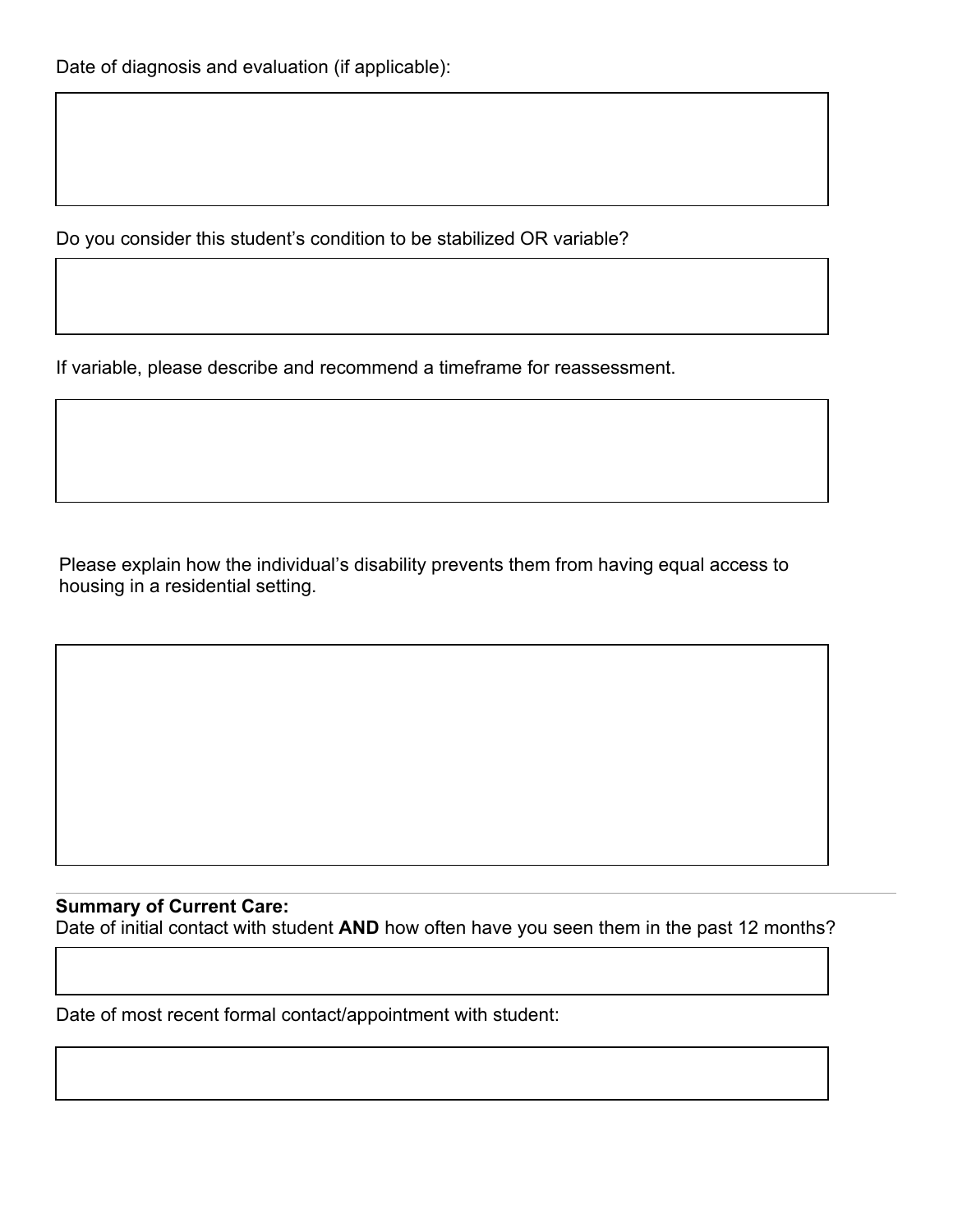Date of diagnosis and evaluation (if applicable):

Do you consider this student's condition to be stabilized OR variable?

If variable, please describe and recommend a timeframe for reassessment.

Please explain how the individual's disability prevents them from having equal access to housing in a residential setting.

---

**Summary of Current Care:**

Date of initial contact with student **AND** how often have you seen them in the past 12 months?

Date of most recent formal contact/appointment with student: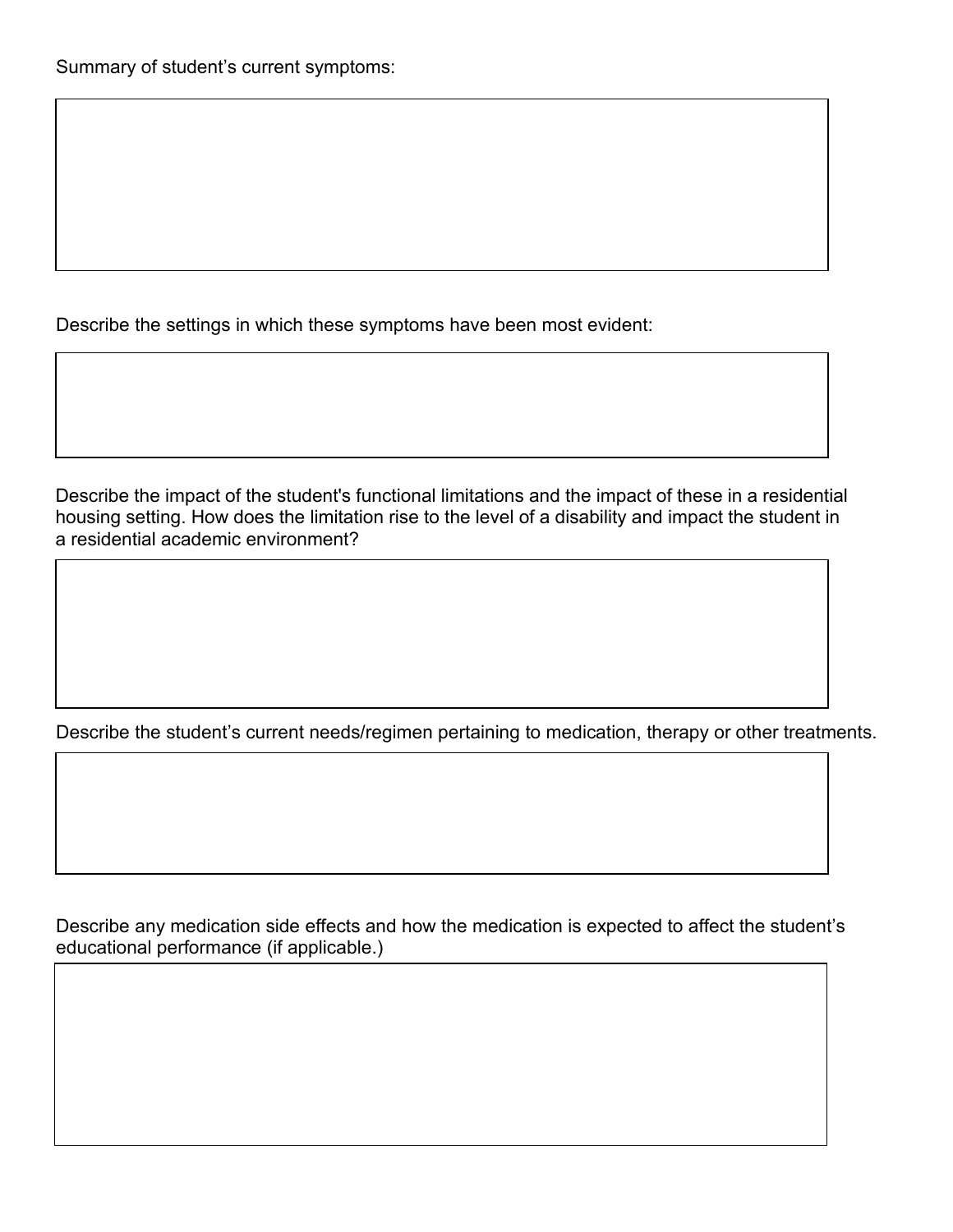Summary of student's current symptoms:

Describe the settings in which these symptoms have been most evident:

Describe the impact of the student's functional limitations and the impact of these in a residential housing setting. How does the limitation rise to the level of a disability and impact the student in a residential academic environment?

Describe the student's current needs/regimen pertaining to medication, therapy or other treatments.

Describe any medication side effects and how the medication is expected to affect the student's educational performance (if applicable.)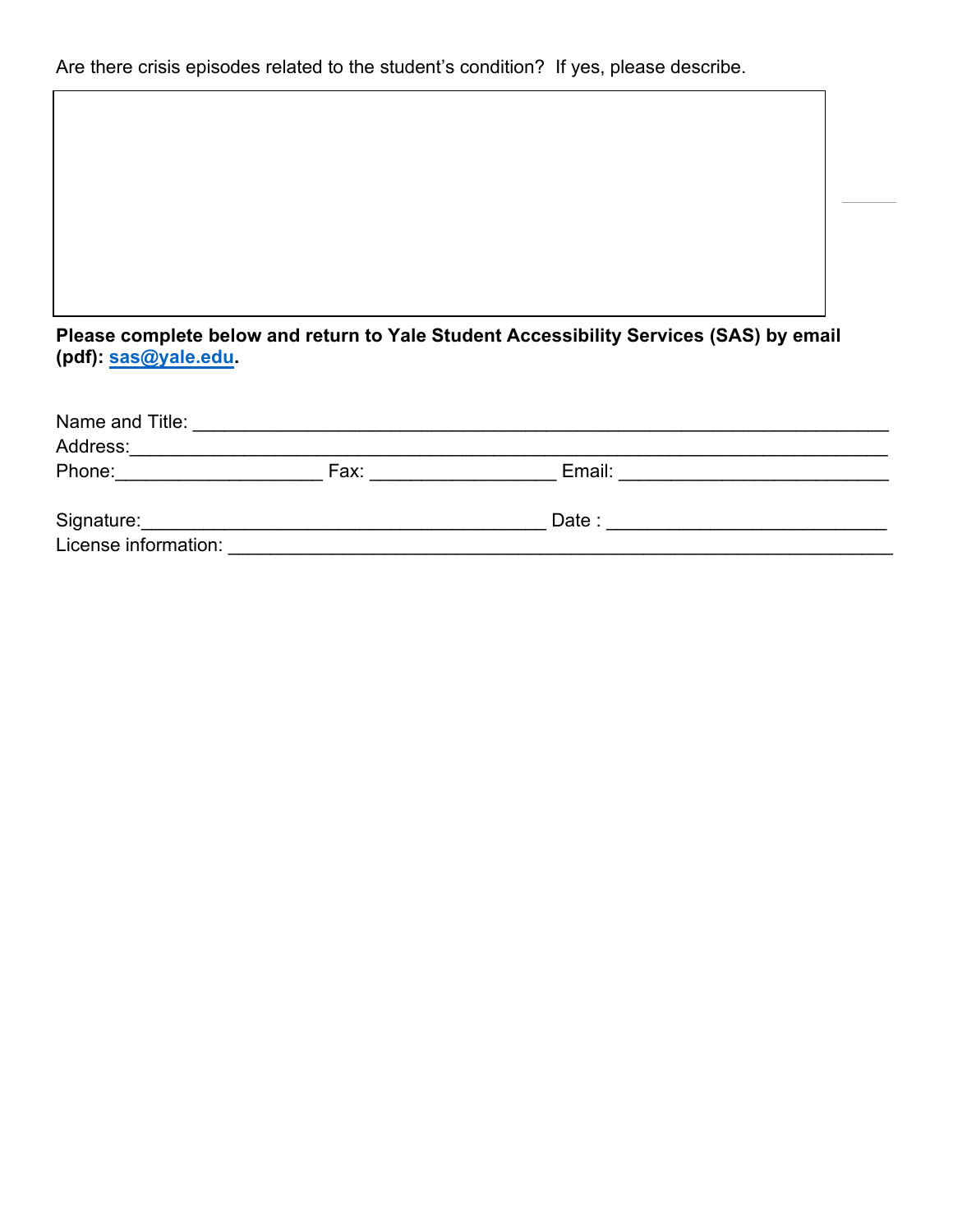Are there crisis episodes related to the student's condition? If yes, please describe.

**Please complete below and return to Yale Student Accessibility Services (SAS) by email (pdf): sas@yale.edu.**

Name and Title: ___________________________________________________________________

Address:_______________________________________________________________________

Phone:____________________ Fax: _________________ Email: _________________________

Signature:______________________________________ Date : ___________________________

License information: ______________________________________________________________